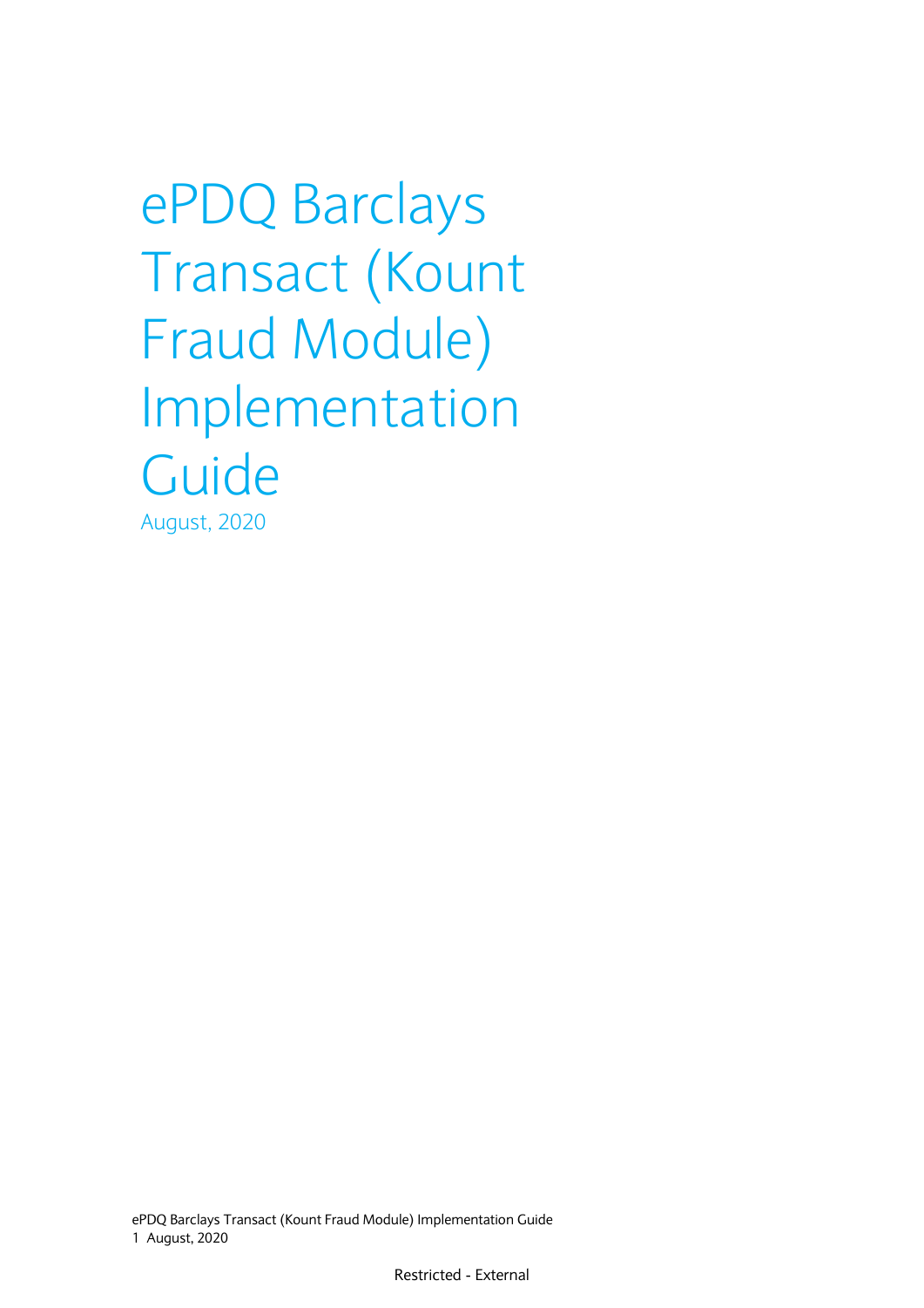# ePDQ Barclays Transact (Kount Fraud Module) Implementation Guide

August, 2020

Restricted - External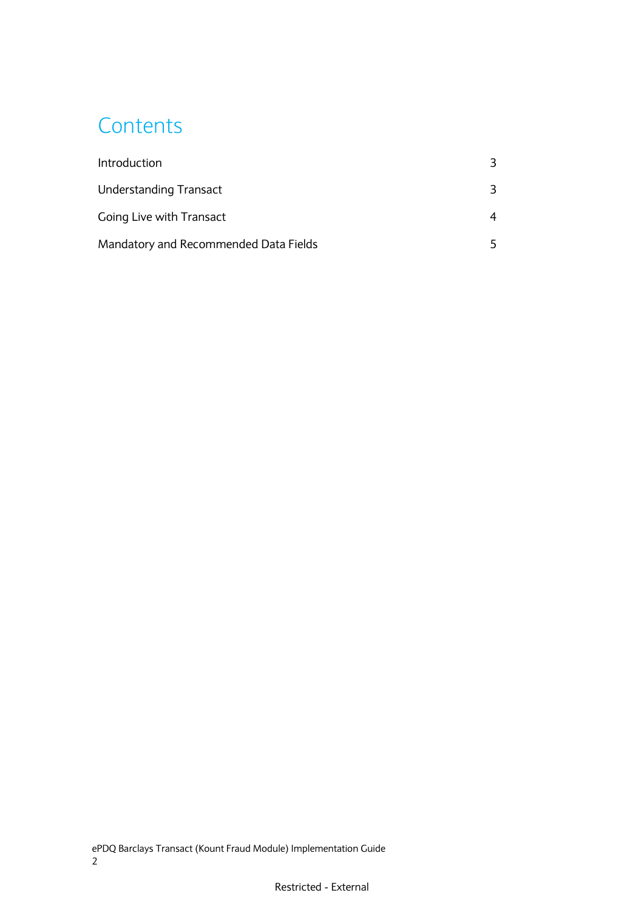# Contents

| | |
|---|---|
| Introduction | 3 |
| Understanding Transact | 3 |
| Going Live with Transact | 4 |
| Mandatory and Recommended Data Fields | 5 |

Restricted - External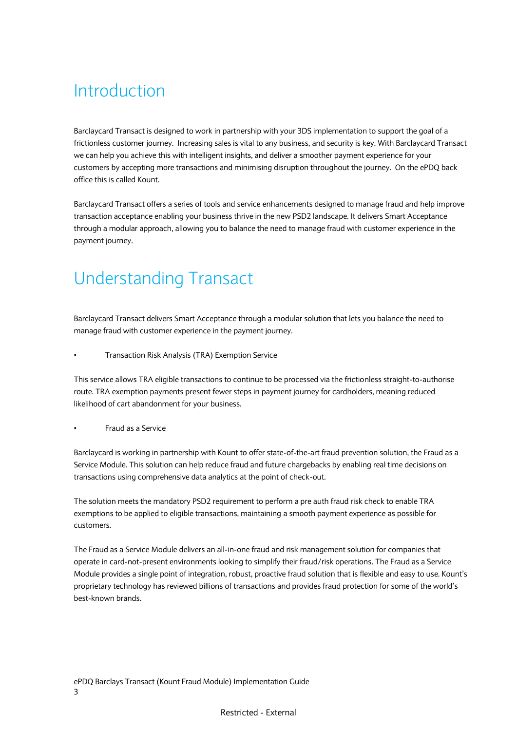# Introduction

Barclaycard Transact is designed to work in partnership with your 3DS implementation to support the goal of a frictionless customer journey.  Increasing sales is vital to any business, and security is key. With Barclaycard Transact we can help you achieve this with intelligent insights, and deliver a smoother payment experience for your customers by accepting more transactions and minimising disruption throughout the journey.  On the ePDQ back office this is called Kount.

Barclaycard Transact offers a series of tools and service enhancements designed to manage fraud and help improve transaction acceptance enabling your business thrive in the new PSD2 landscape. It delivers Smart Acceptance through a modular approach, allowing you to balance the need to manage fraud with customer experience in the payment journey.

# Understanding Transact

Barclaycard Transact delivers Smart Acceptance through a modular solution that lets you balance the need to manage fraud with customer experience in the payment journey.

- Transaction Risk Analysis (TRA) Exemption Service

This service allows TRA eligible transactions to continue to be processed via the frictionless straight-to-authorise route. TRA exemption payments present fewer steps in payment journey for cardholders, meaning reduced likelihood of cart abandonment for your business.

- Fraud as a Service

Barclaycard is working in partnership with Kount to offer state-of-the-art fraud prevention solution, the Fraud as a Service Module. This solution can help reduce fraud and future chargebacks by enabling real time decisions on transactions using comprehensive data analytics at the point of check-out.

The solution meets the mandatory PSD2 requirement to perform a pre auth fraud risk check to enable TRA exemptions to be applied to eligible transactions, maintaining a smooth payment experience as possible for customers.

The Fraud as a Service Module delivers an all-in-one fraud and risk management solution for companies that operate in card-not-present environments looking to simplify their fraud/risk operations. The Fraud as a Service Module provides a single point of integration, robust, proactive fraud solution that is flexible and easy to use. Kount's proprietary technology has reviewed billions of transactions and provides fraud protection for some of the world's best-known brands.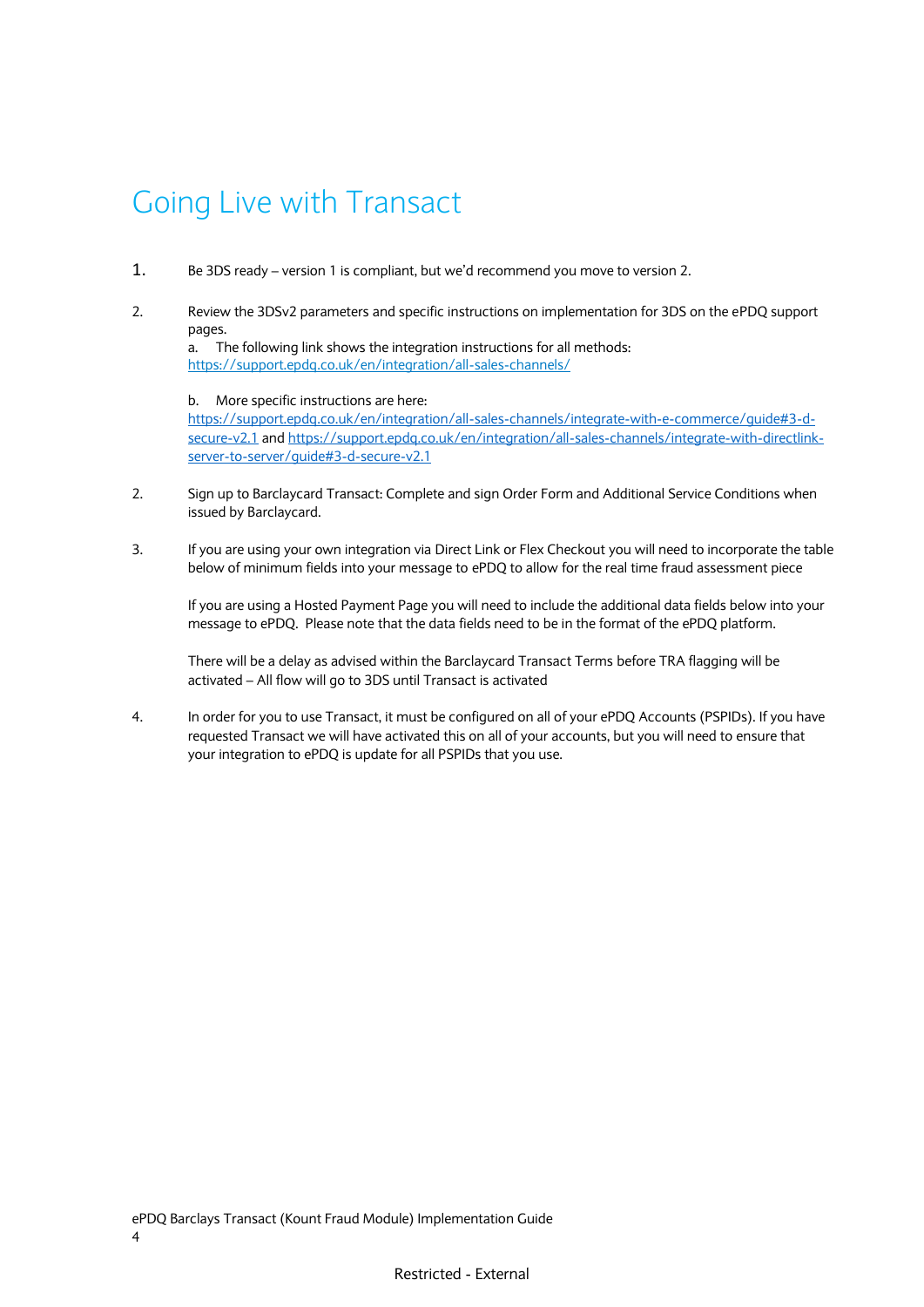# Going Live with Transact

1. Be 3DS ready – version 1 is compliant, but we'd recommend you move to version 2.

2. Review the 3DSv2 parameters and specific instructions on implementation for 3DS on the ePDQ support pages.

   a. The following link shows the integration instructions for all methods: [https://support.epdq.co.uk/en/integration/all-sales-channels/](https://support.epdq.co.uk/en/integration/all-sales-channels/)

   b. More specific instructions are here: [https://support.epdq.co.uk/en/integration/all-sales-channels/integrate-with-e-commerce/guide#3-d-secure-v2.1](https://support.epdq.co.uk/en/integration/all-sales-channels/integrate-with-e-commerce/guide#3-d-secure-v2.1) and [https://support.epdq.co.uk/en/integration/all-sales-channels/integrate-with-directlink-server-to-server/guide#3-d-secure-v2.1](https://support.epdq.co.uk/en/integration/all-sales-channels/integrate-with-directlink-server-to-server/guide#3-d-secure-v2.1)

2. Sign up to Barclaycard Transact: Complete and sign Order Form and Additional Service Conditions when issued by Barclaycard.

3. If you are using your own integration via Direct Link or Flex Checkout you will need to incorporate the table below of minimum fields into your message to ePDQ to allow for the real time fraud assessment piece

   If you are using a Hosted Payment Page you will need to include the additional data fields below into your message to ePDQ. Please note that the data fields need to be in the format of the ePDQ platform.

   There will be a delay as advised within the Barclaycard Transact Terms before TRA flagging will be activated – All flow will go to 3DS until Transact is activated

4. In order for you to use Transact, it must be configured on all of your ePDQ Accounts (PSPIDs). If you have requested Transact we will have activated this on all of your accounts, but you will need to ensure that your integration to ePDQ is update for all PSPIDs that you use.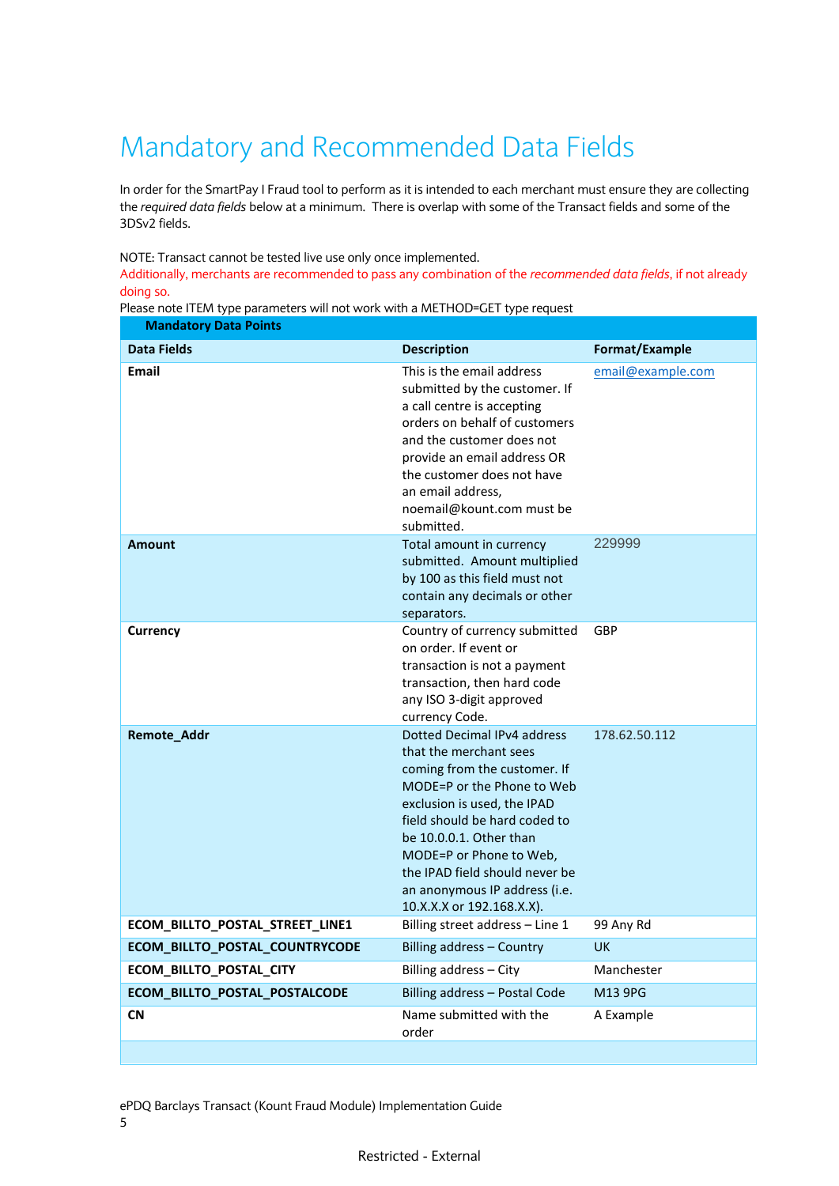# Mandatory and Recommended Data Fields

In order for the SmartPay I Fraud tool to perform as it is intended to each merchant must ensure they are collecting the *required data fields* below at a minimum. There is overlap with some of the Transact fields and some of the 3DSv2 fields.

NOTE: Transact cannot be tested live use only once implemented.
Additionally, merchants are recommended to pass any combination of the *recommended data fields*, if not already doing so.
Please note ITEM type parameters will not work with a METHOD=GET type request

| Mandatory Data Points | | |
|---|---|---|
| **Data Fields** | **Description** | **Format/Example** |
| **Email** | This is the email address submitted by the customer. If a call centre is accepting orders on behalf of customers and the customer does not provide an email address OR the customer does not have an email address, noemail@kount.com must be submitted. | email@example.com |
| **Amount** | Total amount in currency submitted. Amount multiplied by 100 as this field must not contain any decimals or other separators. | 229999 |
| **Currency** | Country of currency submitted on order. If event or transaction is not a payment transaction, then hard code any ISO 3-digit approved currency Code. | GBP |
| **Remote_Addr** | Dotted Decimal IPv4 address that the merchant sees coming from the customer. If MODE=P or the Phone to Web exclusion is used, the IPAD field should be hard coded to be 10.0.0.1. Other than MODE=P or Phone to Web, the IPAD field should never be an anonymous IP address (i.e. 10.X.X.X or 192.168.X.X). | 178.62.50.112 |
| **ECOM_BILLTO_POSTAL_STREET_LINE1** | Billing street address – Line 1 | 99 Any Rd |
| **ECOM_BILLTO_POSTAL_COUNTRYCODE** | Billing address – Country | UK |
| **ECOM_BILLTO_POSTAL_CITY** | Billing address – City | Manchester |
| **ECOM_BILLTO_POSTAL_POSTALCODE** | Billing address – Postal Code | M13 9PG |
| **CN** | Name submitted with the order | A Example |
| | | |

ePDQ Barclays Transact (Kount Fraud Module) Implementation Guide

Restricted - External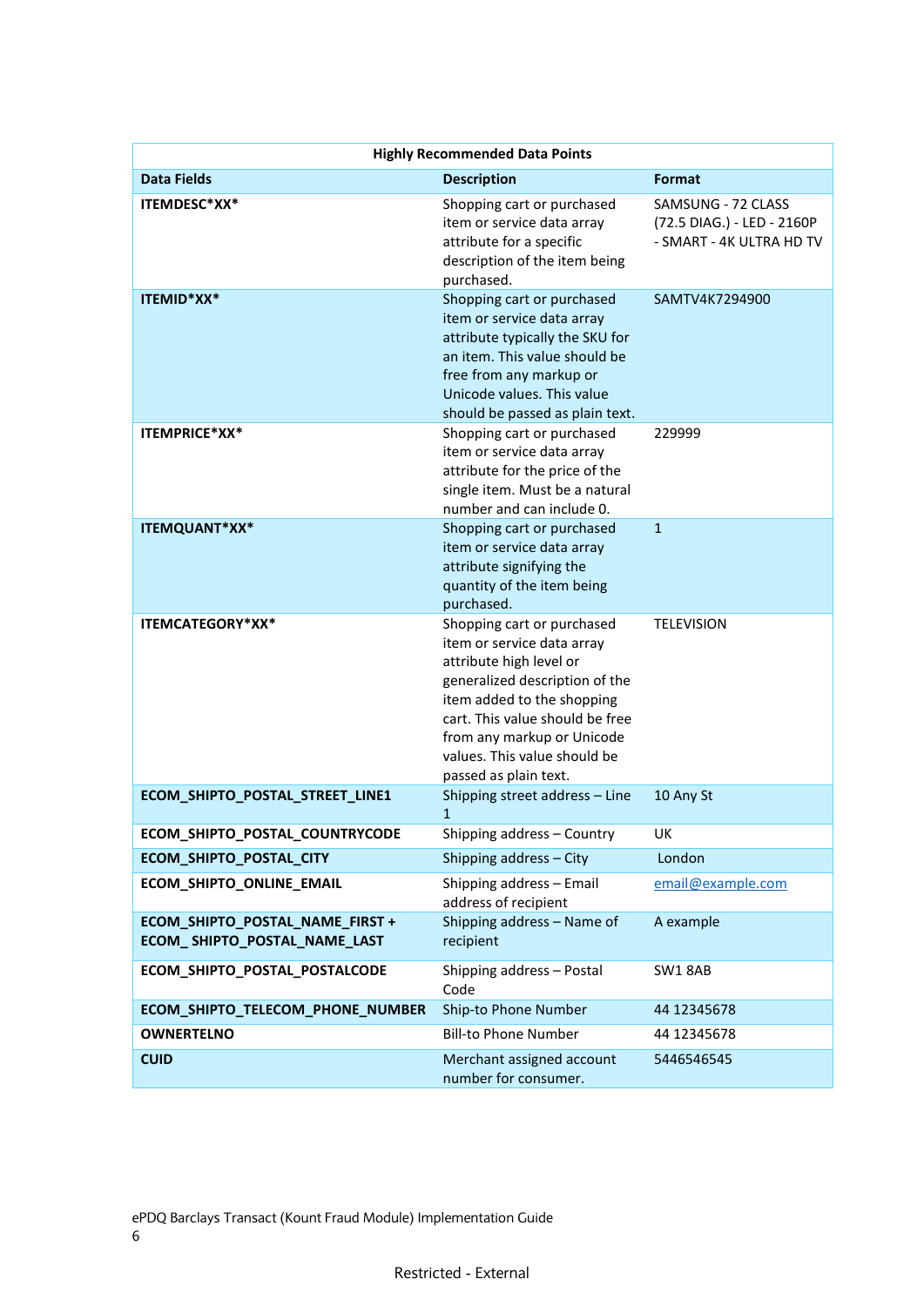| Highly Recommended Data Points | | |
|---|---|---|
| **Data Fields** | **Description** | **Format** |
| **ITEMDESC*XX*** | Shopping cart or purchased item or service data array attribute for a specific description of the item being purchased. | SAMSUNG - 72 CLASS (72.5 DIAG.) - LED - 2160P - SMART - 4K ULTRA HD TV |
| **ITEMID*XX*** | Shopping cart or purchased item or service data array attribute typically the SKU for an item. This value should be free from any markup or Unicode values. This value should be passed as plain text. | SAMTV4K7294900 |
| **ITEMPRICE*XX*** | Shopping cart or purchased item or service data array attribute for the price of the single item. Must be a natural number and can include 0. | 229999 |
| **ITEMQUANT*XX*** | Shopping cart or purchased item or service data array attribute signifying the quantity of the item being purchased. | 1 |
| **ITEMCATEGORY*XX*** | Shopping cart or purchased item or service data array attribute high level or generalized description of the item added to the shopping cart. This value should be free from any markup or Unicode values. This value should be passed as plain text. | TELEVISION |
| **ECOM_SHIPTO_POSTAL_STREET_LINE1** | Shipping street address – Line 1 | 10 Any St |
| **ECOM_SHIPTO_POSTAL_COUNTRYCODE** | Shipping address – Country | UK |
| **ECOM_SHIPTO_POSTAL_CITY** | Shipping address – City | London |
| **ECOM_SHIPTO_ONLINE_EMAIL** | Shipping address – Email address of recipient | email@example.com |
| **ECOM_SHIPTO_POSTAL_NAME_FIRST + ECOM_ SHIPTO_POSTAL_NAME_LAST** | Shipping address – Name of recipient | A example |
| **ECOM_SHIPTO_POSTAL_POSTALCODE** | Shipping address – Postal Code | SW1 8AB |
| **ECOM_SHIPTO_TELECOM_PHONE_NUMBER** | Ship-to Phone Number | 44 12345678 |
| **OWNERTELNO** | Bill-to Phone Number | 44 12345678 |
| **CUID** | Merchant assigned account number for consumer. | 5446546545 |

ePDQ Barclays Transact (Kount Fraud Module) Implementation Guide

Restricted - External